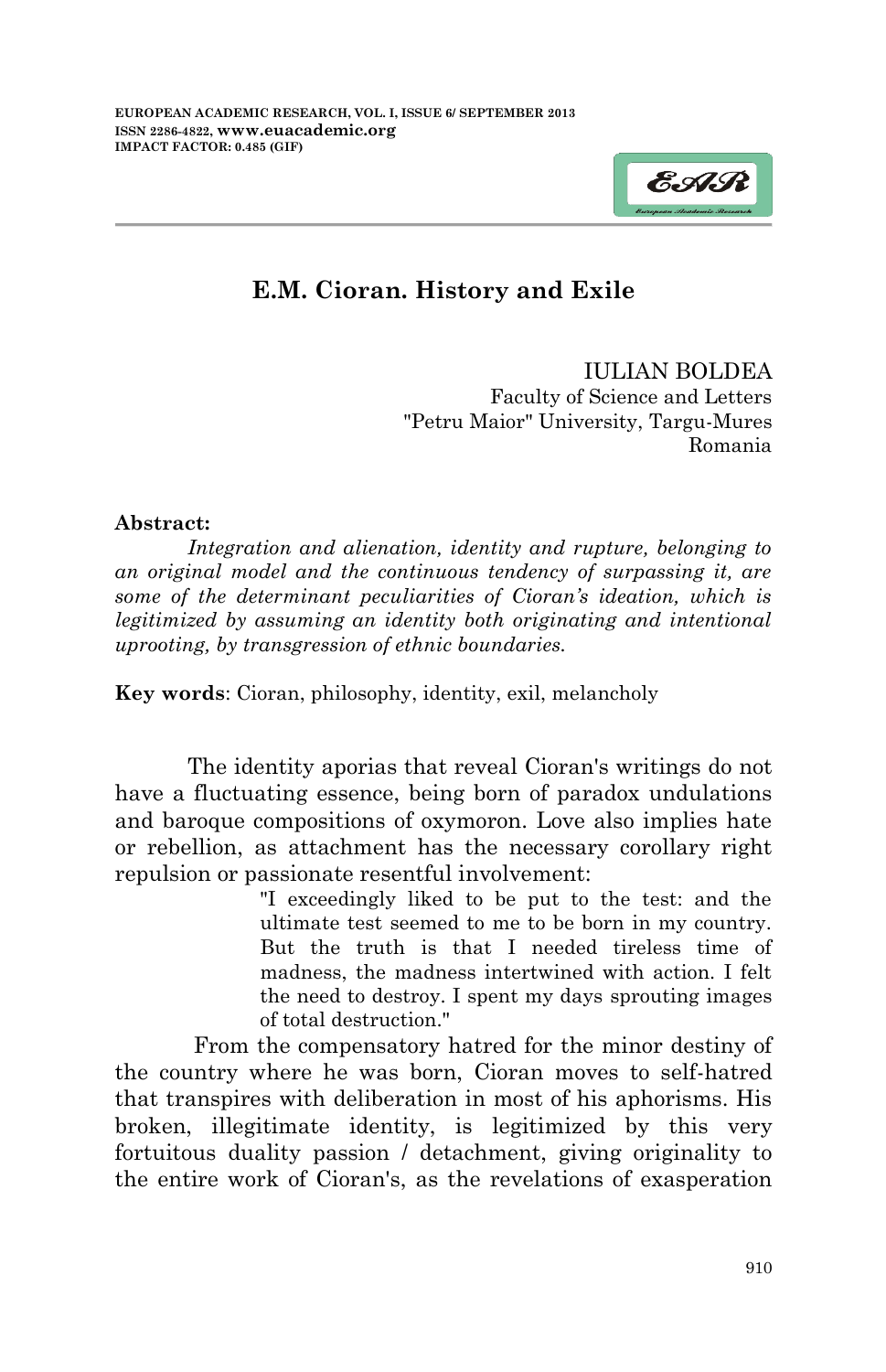# E.M. Cioran. History and Exile

IULIAN BOLDEA
Faculty of Science and Letters
"Petru Maior" University, Targu-Mures
Romania

**Abstract:**

*Integration and alienation, identity and rupture, belonging to an original model and the continuous tendency of surpassing it, are some of the determinant peculiarities of Cioran's ideation, which is legitimized by assuming an identity both originating and intentional uprooting, by transgression of ethnic boundaries.*

**Key words**: Cioran, philosophy, identity, exil, melancholy

The identity aporias that reveal Cioran's writings do not have a fluctuating essence, being born of paradox undulations and baroque compositions of oxymoron. Love also implies hate or rebellion, as attachment has the necessary corollary right repulsion or passionate resentful involvement:

> "I exceedingly liked to be put to the test: and the ultimate test seemed to me to be born in my country. But the truth is that I needed tireless time of madness, the madness intertwined with action. I felt the need to destroy. I spent my days sprouting images of total destruction."

From the compensatory hatred for the minor destiny of the country where he was born, Cioran moves to self-hatred that transpires with deliberation in most of his aphorisms. His broken, illegitimate identity, is legitimized by this very fortuitous duality passion / detachment, giving originality to the entire work of Cioran's, as the revelations of exasperation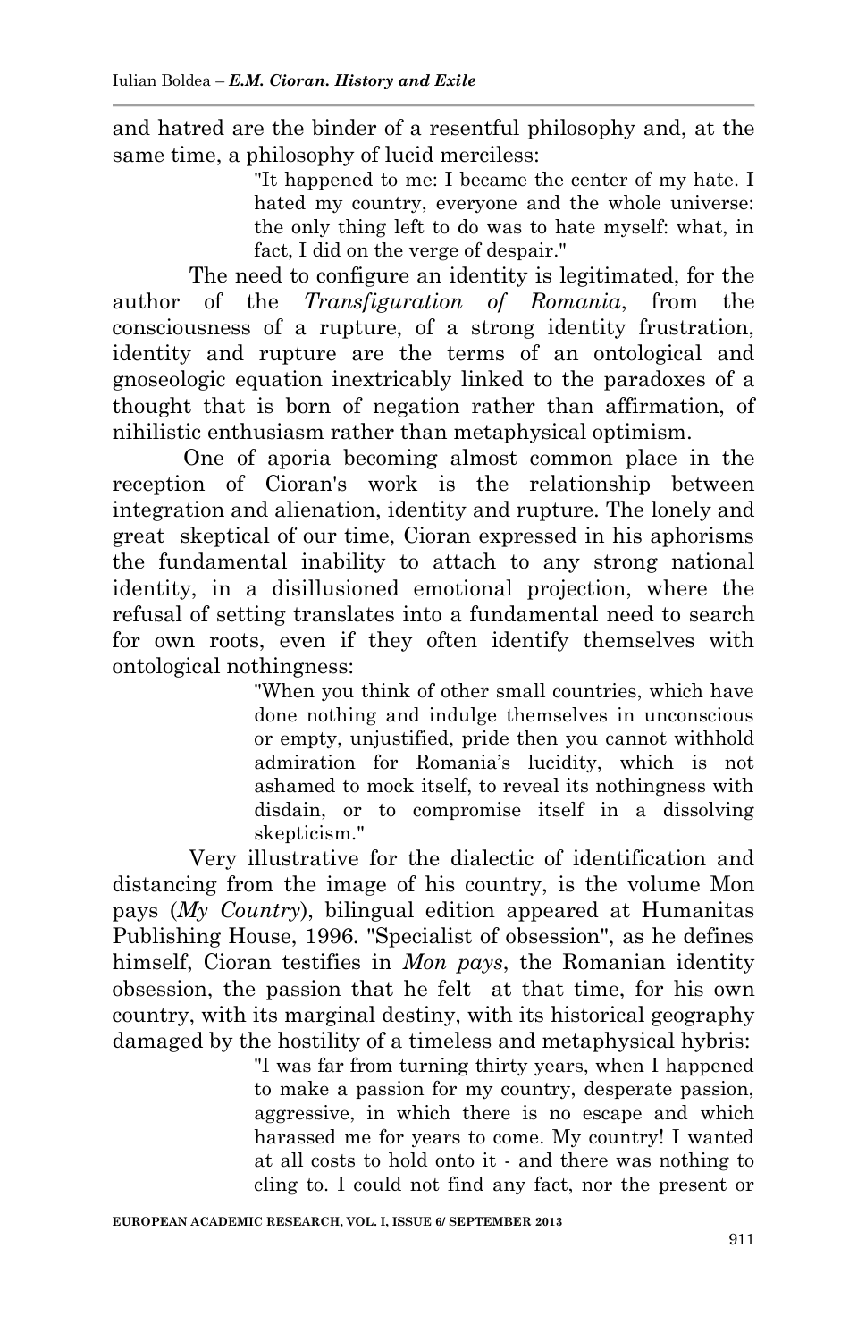and hatred are the binder of a resentful philosophy and, at the same time, a philosophy of lucid merciless:

> "It happened to me: I became the center of my hate. I hated my country, everyone and the whole universe: the only thing left to do was to hate myself: what, in fact, I did on the verge of despair."

The need to configure an identity is legitimated, for the author of the *Transfiguration of Romania*, from the consciousness of a rupture, of a strong identity frustration, identity and rupture are the terms of an ontological and gnoseologic equation inextricably linked to the paradoxes of a thought that is born of negation rather than affirmation, of nihilistic enthusiasm rather than metaphysical optimism.

One of aporia becoming almost common place in the reception of Cioran's work is the relationship between integration and alienation, identity and rupture. The lonely and great skeptical of our time, Cioran expressed in his aphorisms the fundamental inability to attach to any strong national identity, in a disillusioned emotional projection, where the refusal of setting translates into a fundamental need to search for own roots, even if they often identify themselves with ontological nothingness:

> "When you think of other small countries, which have done nothing and indulge themselves in unconscious or empty, unjustified, pride then you cannot withhold admiration for Romania's lucidity, which is not ashamed to mock itself, to reveal its nothingness with disdain, or to compromise itself in a dissolving skepticism."

Very illustrative for the dialectic of identification and distancing from the image of his country, is the volume Mon pays (*My Country*), bilingual edition appeared at Humanitas Publishing House, 1996. "Specialist of obsession", as he defines himself, Cioran testifies in *Mon pays*, the Romanian identity obsession, the passion that he felt at that time, for his own country, with its marginal destiny, with its historical geography damaged by the hostility of a timeless and metaphysical hybris:

> "I was far from turning thirty years, when I happened to make a passion for my country, desperate passion, aggressive, in which there is no escape and which harassed me for years to come. My country! I wanted at all costs to hold onto it - and there was nothing to cling to. I could not find any fact, nor the present or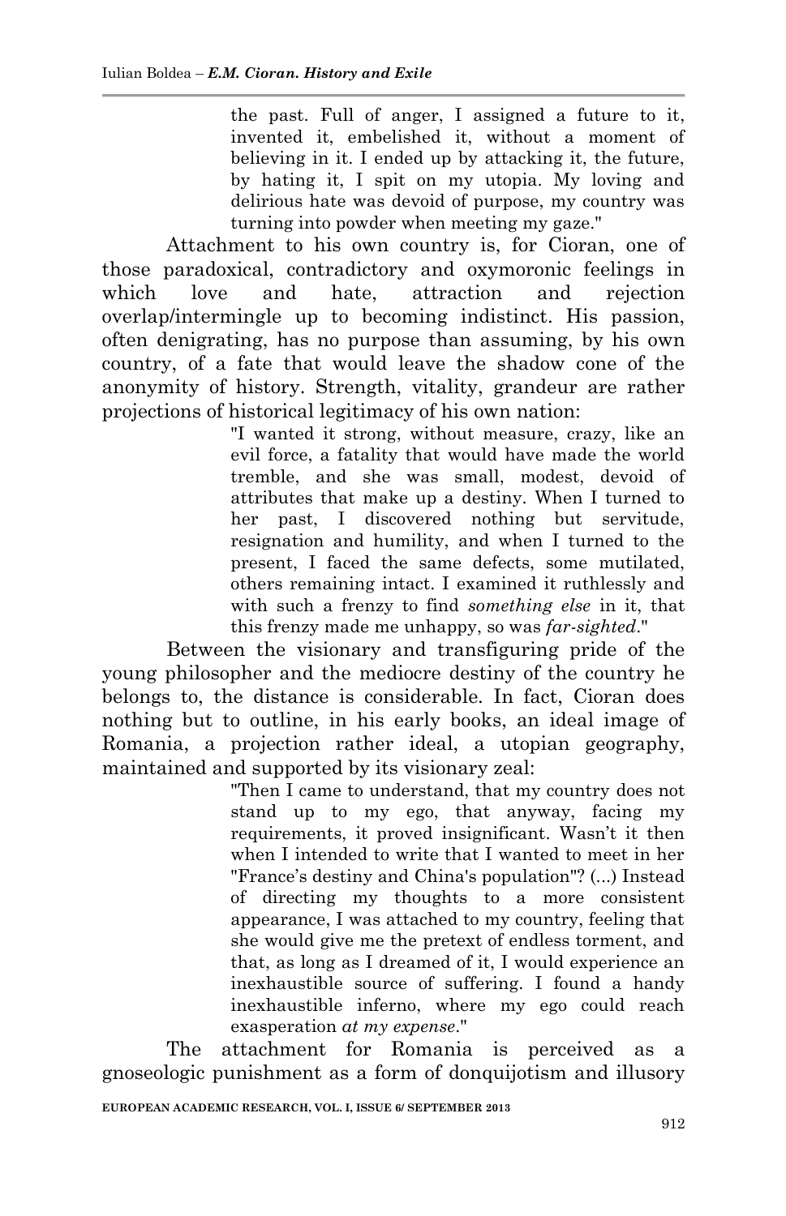> the past. Full of anger, I assigned a future to it, invented it, embelished it, without a moment of believing in it. I ended up by attacking it, the future, by hating it, I spit on my utopia. My loving and delirious hate was devoid of purpose, my country was turning into powder when meeting my gaze."

Attachment to his own country is, for Cioran, one of those paradoxical, contradictory and oxymoronic feelings in which love and hate, attraction and rejection overlap/intermingle up to becoming indistinct. His passion, often denigrating, has no purpose than assuming, by his own country, of a fate that would leave the shadow cone of the anonymity of history. Strength, vitality, grandeur are rather projections of historical legitimacy of his own nation:

> "I wanted it strong, without measure, crazy, like an evil force, a fatality that would have made the world tremble, and she was small, modest, devoid of attributes that make up a destiny. When I turned to her past, I discovered nothing but servitude, resignation and humility, and when I turned to the present, I faced the same defects, some mutilated, others remaining intact. I examined it ruthlessly and with such a frenzy to find *something else* in it, that this frenzy made me unhappy, so was *far-sighted*."

Between the visionary and transfiguring pride of the young philosopher and the mediocre destiny of the country he belongs to, the distance is considerable. In fact, Cioran does nothing but to outline, in his early books, an ideal image of Romania, a projection rather ideal, a utopian geography, maintained and supported by its visionary zeal:

> "Then I came to understand, that my country does not stand up to my ego, that anyway, facing my requirements, it proved insignificant. Wasn't it then when I intended to write that I wanted to meet in her "France's destiny and China's population"? (...) Instead of directing my thoughts to a more consistent appearance, I was attached to my country, feeling that she would give me the pretext of endless torment, and that, as long as I dreamed of it, I would experience an inexhaustible source of suffering. I found a handy inexhaustible inferno, where my ego could reach exasperation *at my expense*."

The attachment for Romania is perceived as a gnoseologic punishment as a form of donquijotism and illusory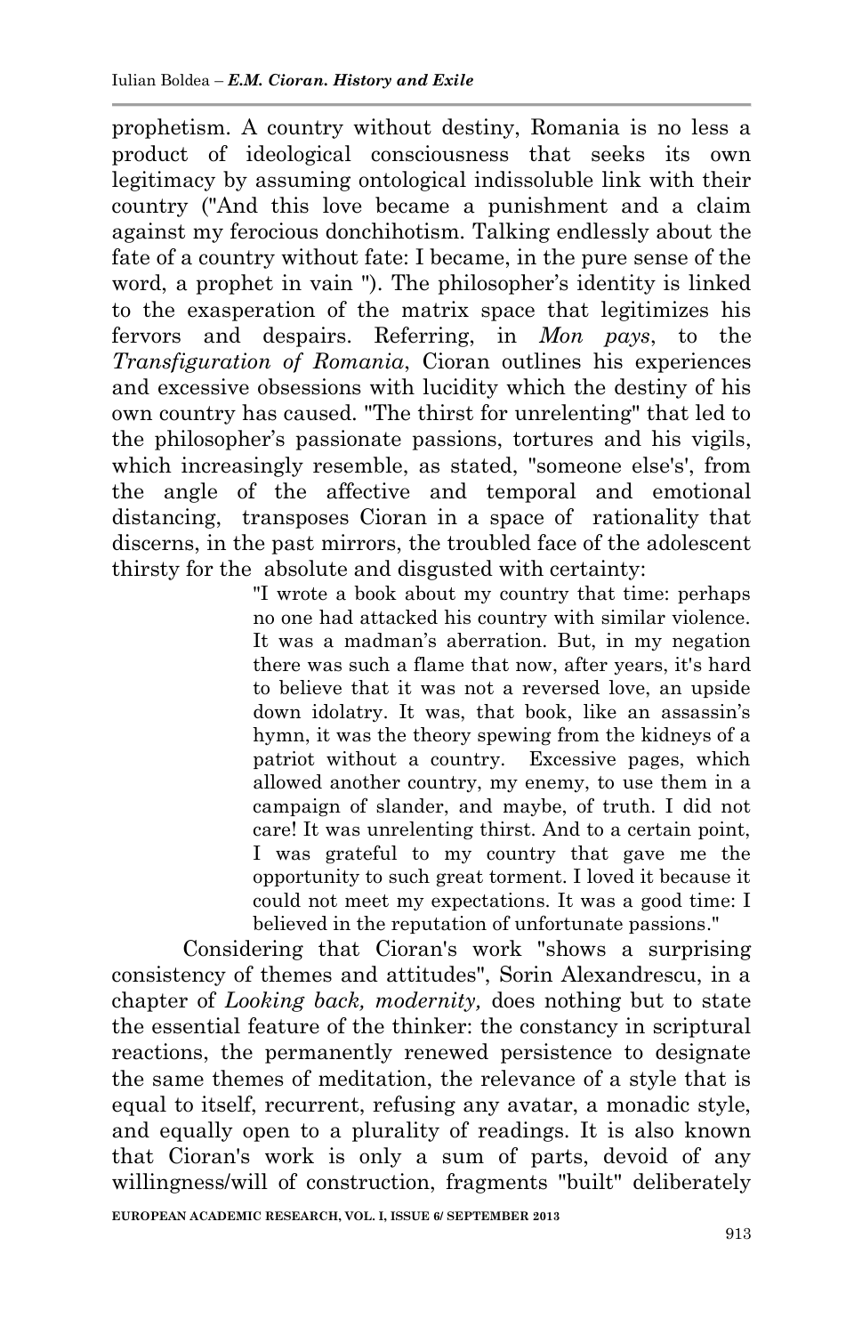prophetism. A country without destiny, Romania is no less a product of ideological consciousness that seeks its own legitimacy by assuming ontological indissoluble link with their country ("And this love became a punishment and a claim against my ferocious donchihotism. Talking endlessly about the fate of a country without fate: I became, in the pure sense of the word, a prophet in vain "). The philosopher's identity is linked to the exasperation of the matrix space that legitimizes his fervors and despairs. Referring, in *Mon pays*, to the *Transfiguration of Romania*, Cioran outlines his experiences and excessive obsessions with lucidity which the destiny of his own country has caused. "The thirst for unrelenting" that led to the philosopher's passionate passions, tortures and his vigils, which increasingly resemble, as stated, "someone else's', from the angle of the affective and temporal and emotional distancing, transposes Cioran in a space of rationality that discerns, in the past mirrors, the troubled face of the adolescent thirsty for the absolute and disgusted with certainty:

> "I wrote a book about my country that time: perhaps no one had attacked his country with similar violence. It was a madman's aberration. But, in my negation there was such a flame that now, after years, it's hard to believe that it was not a reversed love, an upside down idolatry. It was, that book, like an assassin's hymn, it was the theory spewing from the kidneys of a patriot without a country. Excessive pages, which allowed another country, my enemy, to use them in a campaign of slander, and maybe, of truth. I did not care! It was unrelenting thirst. And to a certain point, I was grateful to my country that gave me the opportunity to such great torment. I loved it because it could not meet my expectations. It was a good time: I believed in the reputation of unfortunate passions."

Considering that Cioran's work "shows a surprising consistency of themes and attitudes", Sorin Alexandrescu, in a chapter of *Looking back, modernity,* does nothing but to state the essential feature of the thinker: the constancy in scriptural reactions, the permanently renewed persistence to designate the same themes of meditation, the relevance of a style that is equal to itself, recurrent, refusing any avatar, a monadic style, and equally open to a plurality of readings. It is also known that Cioran's work is only a sum of parts, devoid of any willingness/will of construction, fragments "built" deliberately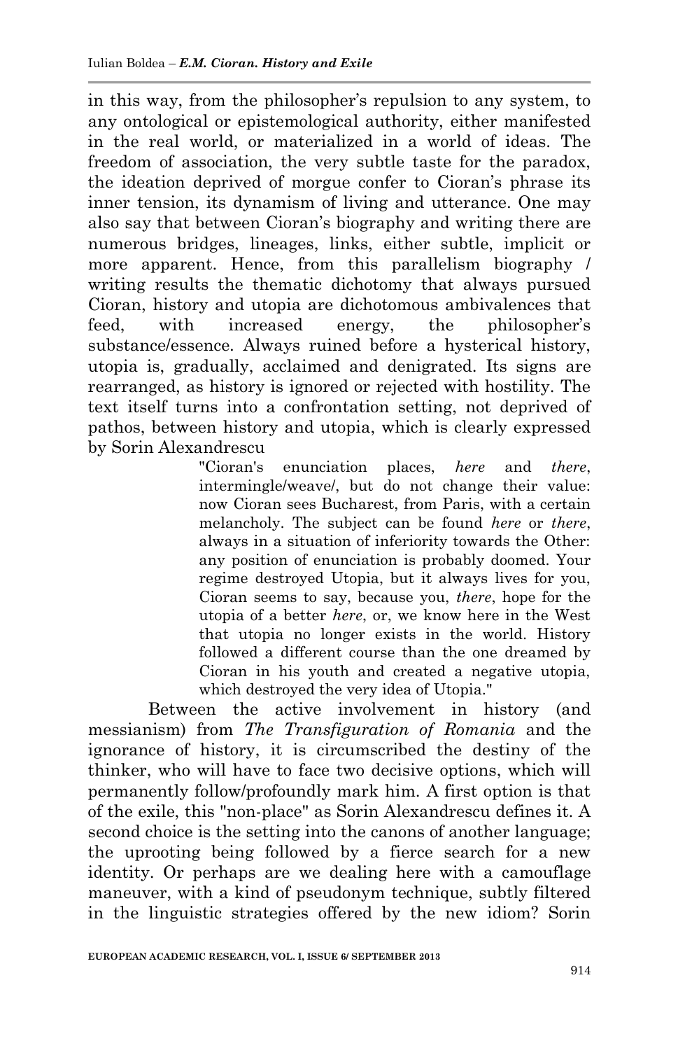in this way, from the philosopher's repulsion to any system, to any ontological or epistemological authority, either manifested in the real world, or materialized in a world of ideas. The freedom of association, the very subtle taste for the paradox, the ideation deprived of morgue confer to Cioran's phrase its inner tension, its dynamism of living and utterance. One may also say that between Cioran's biography and writing there are numerous bridges, lineages, links, either subtle, implicit or more apparent. Hence, from this parallelism biography / writing results the thematic dichotomy that always pursued Cioran, history and utopia are dichotomous ambivalences that feed, with increased energy, the philosopher's substance/essence. Always ruined before a hysterical history, utopia is, gradually, acclaimed and denigrated. Its signs are rearranged, as history is ignored or rejected with hostility. The text itself turns into a confrontation setting, not deprived of pathos, between history and utopia, which is clearly expressed by Sorin Alexandrescu

> "Cioran's enunciation places, *here* and *there*, intermingle/weave/, but do not change their value: now Cioran sees Bucharest, from Paris, with a certain melancholy. The subject can be found *here* or *there*, always in a situation of inferiority towards the Other: any position of enunciation is probably doomed. Your regime destroyed Utopia, but it always lives for you, Cioran seems to say, because you, *there*, hope for the utopia of a better *here*, or, we know here in the West that utopia no longer exists in the world. History followed a different course than the one dreamed by Cioran in his youth and created a negative utopia, which destroyed the very idea of Utopia."

Between the active involvement in history (and messianism) from *The Transfiguration of Romania* and the ignorance of history, it is circumscribed the destiny of the thinker, who will have to face two decisive options, which will permanently follow/profoundly mark him. A first option is that of the exile, this "non-place" as Sorin Alexandrescu defines it. A second choice is the setting into the canons of another language; the uprooting being followed by a fierce search for a new identity. Or perhaps are we dealing here with a camouflage maneuver, with a kind of pseudonym technique, subtly filtered in the linguistic strategies offered by the new idiom? Sorin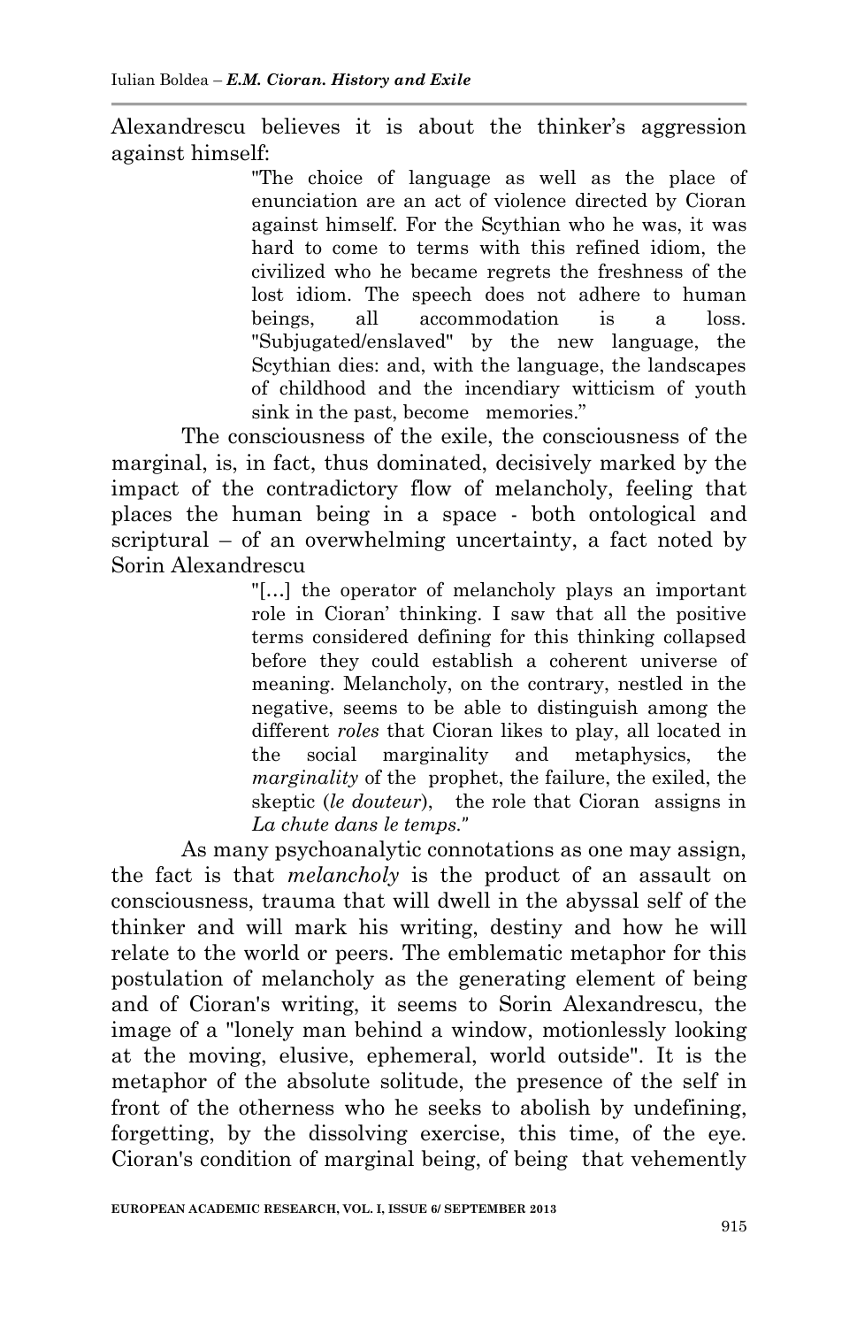Alexandrescu believes it is about the thinker's aggression against himself:

> "The choice of language as well as the place of enunciation are an act of violence directed by Cioran against himself. For the Scythian who he was, it was hard to come to terms with this refined idiom, the civilized who he became regrets the freshness of the lost idiom. The speech does not adhere to human beings, all accommodation is a loss. "Subjugated/enslaved" by the new language, the Scythian dies: and, with the language, the landscapes of childhood and the incendiary witticism of youth sink in the past, become memories."

The consciousness of the exile, the consciousness of the marginal, is, in fact, thus dominated, decisively marked by the impact of the contradictory flow of melancholy, feeling that places the human being in a space - both ontological and scriptural – of an overwhelming uncertainty, a fact noted by Sorin Alexandrescu

> "[…] the operator of melancholy plays an important role in Cioran' thinking. I saw that all the positive terms considered defining for this thinking collapsed before they could establish a coherent universe of meaning. Melancholy, on the contrary, nestled in the negative, seems to be able to distinguish among the different *roles* that Cioran likes to play, all located in the social marginality and metaphysics, the *marginality* of the prophet, the failure, the exiled, the skeptic (*le douteur*), the role that Cioran assigns in *La chute dans le temps.*"

As many psychoanalytic connotations as one may assign, the fact is that *melancholy* is the product of an assault on consciousness, trauma that will dwell in the abyssal self of the thinker and will mark his writing, destiny and how he will relate to the world or peers. The emblematic metaphor for this postulation of melancholy as the generating element of being and of Cioran's writing, it seems to Sorin Alexandrescu, the image of a "lonely man behind a window, motionlessly looking at the moving, elusive, ephemeral, world outside". It is the metaphor of the absolute solitude, the presence of the self in front of the otherness who he seeks to abolish by undefining, forgetting, by the dissolving exercise, this time, of the eye. Cioran's condition of marginal being, of being that vehemently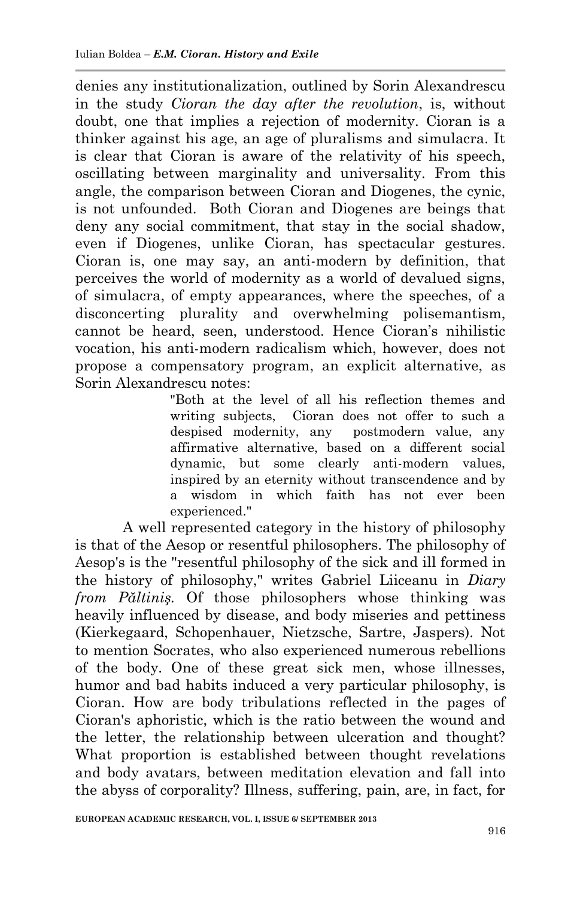denies any institutionalization, outlined by Sorin Alexandrescu in the study *Cioran the day after the revolution*, is, without doubt, one that implies a rejection of modernity. Cioran is a thinker against his age, an age of pluralisms and simulacra. It is clear that Cioran is aware of the relativity of his speech, oscillating between marginality and universality. From this angle, the comparison between Cioran and Diogenes, the cynic, is not unfounded. Both Cioran and Diogenes are beings that deny any social commitment, that stay in the social shadow, even if Diogenes, unlike Cioran, has spectacular gestures. Cioran is, one may say, an anti-modern by definition, that perceives the world of modernity as a world of devalued signs, of simulacra, of empty appearances, where the speeches, of a disconcerting plurality and overwhelming polisemantism, cannot be heard, seen, understood. Hence Cioran's nihilistic vocation, his anti-modern radicalism which, however, does not propose a compensatory program, an explicit alternative, as Sorin Alexandrescu notes:

> "Both at the level of all his reflection themes and writing subjects, Cioran does not offer to such a despised modernity, any postmodern value, any affirmative alternative, based on a different social dynamic, but some clearly anti-modern values, inspired by an eternity without transcendence and by a wisdom in which faith has not ever been experienced."

A well represented category in the history of philosophy is that of the Aesop or resentful philosophers. The philosophy of Aesop's is the "resentful philosophy of the sick and ill formed in the history of philosophy," writes Gabriel Liiceanu in *Diary from Păltiniş*. Of those philosophers whose thinking was heavily influenced by disease, and body miseries and pettiness (Kierkegaard, Schopenhauer, Nietzsche, Sartre, Jaspers). Not to mention Socrates, who also experienced numerous rebellions of the body. One of these great sick men, whose illnesses, humor and bad habits induced a very particular philosophy, is Cioran. How are body tribulations reflected in the pages of Cioran's aphoristic, which is the ratio between the wound and the letter, the relationship between ulceration and thought? What proportion is established between thought revelations and body avatars, between meditation elevation and fall into the abyss of corporality? Illness, suffering, pain, are, in fact, for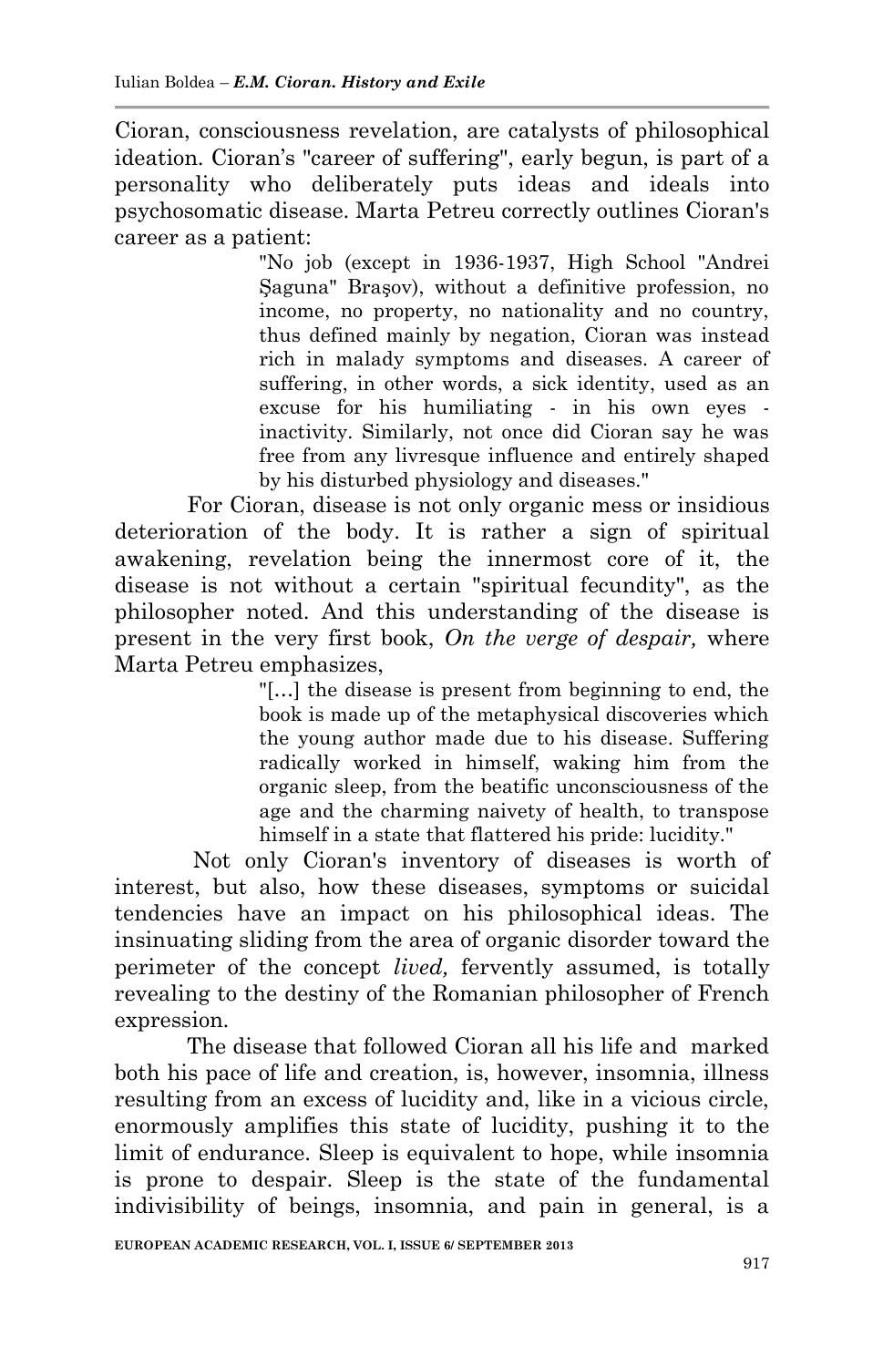Cioran, consciousness revelation, are catalysts of philosophical ideation. Cioran's "career of suffering", early begun, is part of a personality who deliberately puts ideas and ideals into psychosomatic disease. Marta Petreu correctly outlines Cioran's career as a patient:

> "No job (except in 1936-1937, High School "Andrei Şaguna" Braşov), without a definitive profession, no income, no property, no nationality and no country, thus defined mainly by negation, Cioran was instead rich in malady symptoms and diseases. A career of suffering, in other words, a sick identity, used as an excuse for his humiliating - in his own eyes - inactivity. Similarly, not once did Cioran say he was free from any livresque influence and entirely shaped by his disturbed physiology and diseases."

For Cioran, disease is not only organic mess or insidious deterioration of the body. It is rather a sign of spiritual awakening, revelation being the innermost core of it, the disease is not without a certain "spiritual fecundity", as the philosopher noted. And this understanding of the disease is present in the very first book, *On the verge of despair,* where Marta Petreu emphasizes,

> "[…] the disease is present from beginning to end, the book is made up of the metaphysical discoveries which the young author made due to his disease. Suffering radically worked in himself, waking him from the organic sleep, from the beatific unconsciousness of the age and the charming naivety of health, to transpose himself in a state that flattered his pride: lucidity."

Not only Cioran's inventory of diseases is worth of interest, but also, how these diseases, symptoms or suicidal tendencies have an impact on his philosophical ideas. The insinuating sliding from the area of organic disorder toward the perimeter of the concept *lived,* fervently assumed, is totally revealing to the destiny of the Romanian philosopher of French expression.

The disease that followed Cioran all his life and marked both his pace of life and creation, is, however, insomnia, illness resulting from an excess of lucidity and, like in a vicious circle, enormously amplifies this state of lucidity, pushing it to the limit of endurance. Sleep is equivalent to hope, while insomnia is prone to despair. Sleep is the state of the fundamental indivisibility of beings, insomnia, and pain in general, is a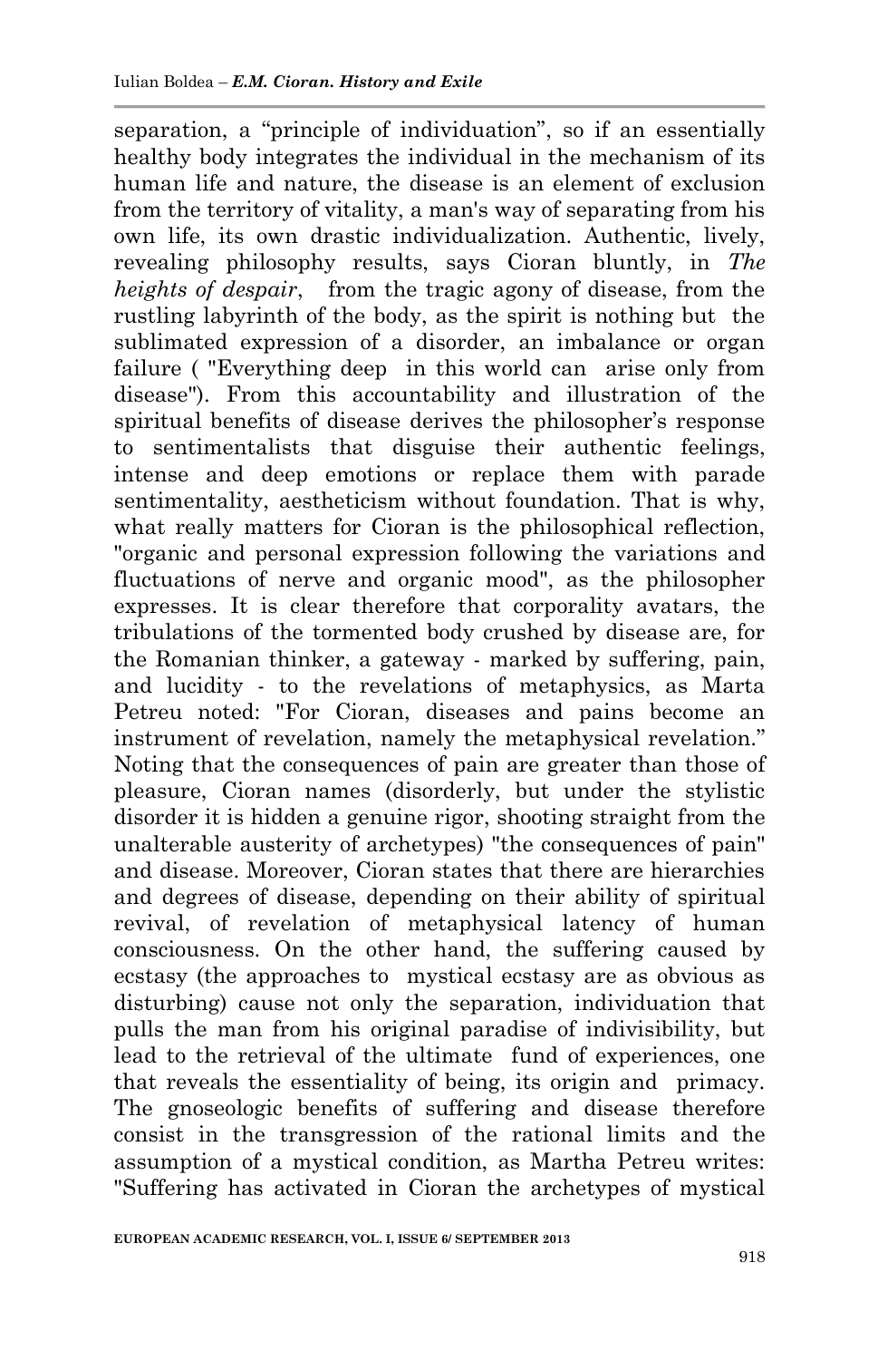separation, a "principle of individuation", so if an essentially healthy body integrates the individual in the mechanism of its human life and nature, the disease is an element of exclusion from the territory of vitality, a man's way of separating from his own life, its own drastic individualization. Authentic, lively, revealing philosophy results, says Cioran bluntly, in *The heights of despair*, from the tragic agony of disease, from the rustling labyrinth of the body, as the spirit is nothing but the sublimated expression of a disorder, an imbalance or organ failure ( "Everything deep in this world can arise only from disease"). From this accountability and illustration of the spiritual benefits of disease derives the philosopher's response to sentimentalists that disguise their authentic feelings, intense and deep emotions or replace them with parade sentimentality, aestheticism without foundation. That is why, what really matters for Cioran is the philosophical reflection, "organic and personal expression following the variations and fluctuations of nerve and organic mood", as the philosopher expresses. It is clear therefore that corporality avatars, the tribulations of the tormented body crushed by disease are, for the Romanian thinker, a gateway - marked by suffering, pain, and lucidity - to the revelations of metaphysics, as Marta Petreu noted: "For Cioran, diseases and pains become an instrument of revelation, namely the metaphysical revelation." Noting that the consequences of pain are greater than those of pleasure, Cioran names (disorderly, but under the stylistic disorder it is hidden a genuine rigor, shooting straight from the unalterable austerity of archetypes) "the consequences of pain" and disease. Moreover, Cioran states that there are hierarchies and degrees of disease, depending on their ability of spiritual revival, of revelation of metaphysical latency of human consciousness. On the other hand, the suffering caused by ecstasy (the approaches to mystical ecstasy are as obvious as disturbing) cause not only the separation, individuation that pulls the man from his original paradise of indivisibility, but lead to the retrieval of the ultimate fund of experiences, one that reveals the essentiality of being, its origin and primacy. The gnoseologic benefits of suffering and disease therefore consist in the transgression of the rational limits and the assumption of a mystical condition, as Martha Petreu writes: "Suffering has activated in Cioran the archetypes of mystical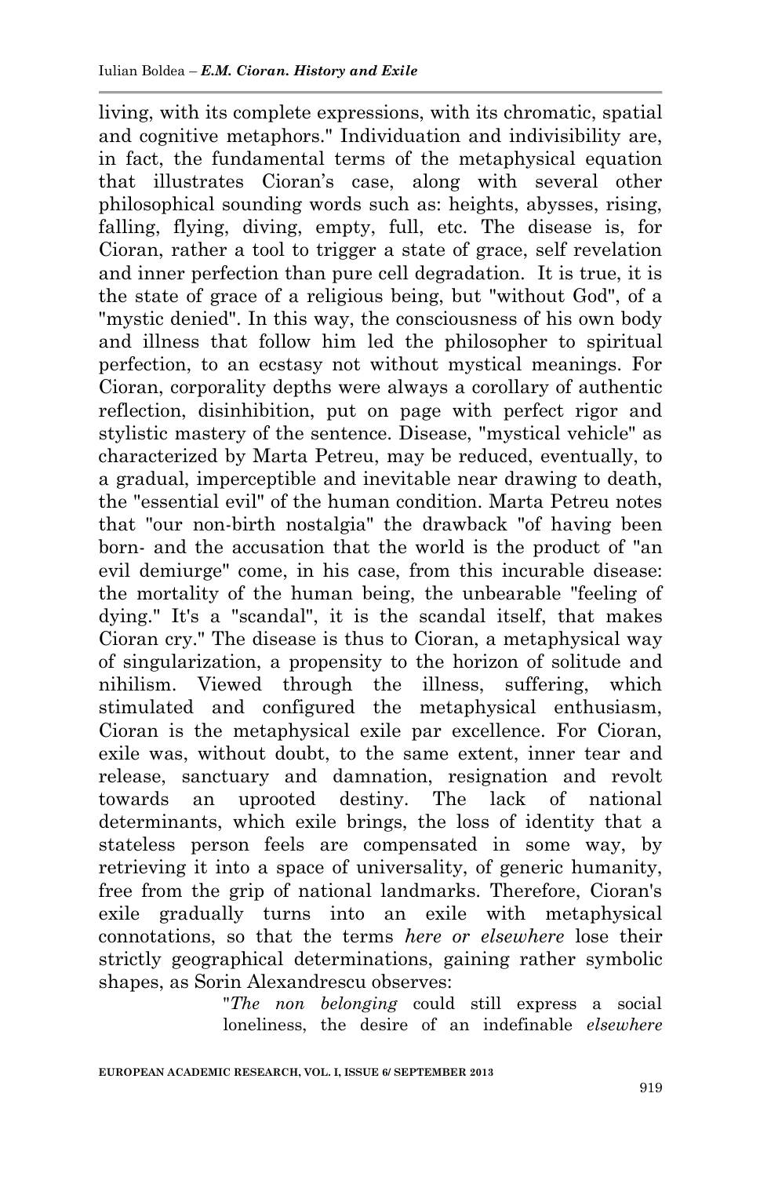living, with its complete expressions, with its chromatic, spatial and cognitive metaphors." Individuation and indivisibility are, in fact, the fundamental terms of the metaphysical equation that illustrates Cioran's case, along with several other philosophical sounding words such as: heights, abysses, rising, falling, flying, diving, empty, full, etc. The disease is, for Cioran, rather a tool to trigger a state of grace, self revelation and inner perfection than pure cell degradation. It is true, it is the state of grace of a religious being, but "without God", of a "mystic denied". In this way, the consciousness of his own body and illness that follow him led the philosopher to spiritual perfection, to an ecstasy not without mystical meanings. For Cioran, corporality depths were always a corollary of authentic reflection, disinhibition, put on page with perfect rigor and stylistic mastery of the sentence. Disease, "mystical vehicle" as characterized by Marta Petreu, may be reduced, eventually, to a gradual, imperceptible and inevitable near drawing to death, the "essential evil" of the human condition. Marta Petreu notes that "our non-birth nostalgia" the drawback "of having been born- and the accusation that the world is the product of "an evil demiurge" come, in his case, from this incurable disease: the mortality of the human being, the unbearable "feeling of dying." It's a "scandal", it is the scandal itself, that makes Cioran cry." The disease is thus to Cioran, a metaphysical way of singularization, a propensity to the horizon of solitude and nihilism. Viewed through the illness, suffering, which stimulated and configured the metaphysical enthusiasm, Cioran is the metaphysical exile par excellence. For Cioran, exile was, without doubt, to the same extent, inner tear and release, sanctuary and damnation, resignation and revolt towards an uprooted destiny. The lack of national determinants, which exile brings, the loss of identity that a stateless person feels are compensated in some way, by retrieving it into a space of universality, of generic humanity, free from the grip of national landmarks. Therefore, Cioran's exile gradually turns into an exile with metaphysical connotations, so that the terms *here or elsewhere* lose their strictly geographical determinations, gaining rather symbolic shapes, as Sorin Alexandrescu observes:

> "*The non belonging* could still express a social loneliness, the desire of an indefinable *elsewhere*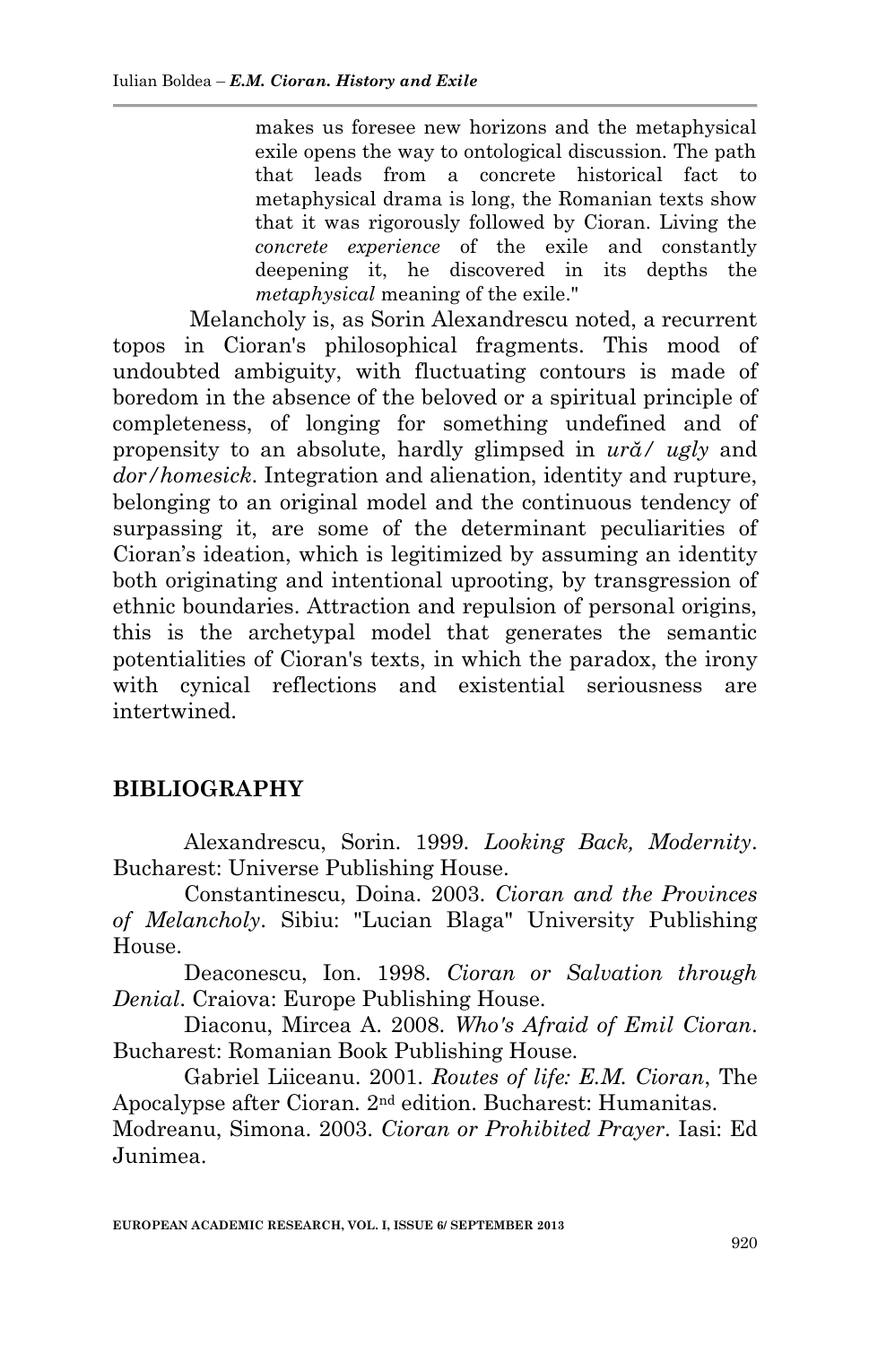> makes us foresee new horizons and the metaphysical exile opens the way to ontological discussion. The path that leads from a concrete historical fact to metaphysical drama is long, the Romanian texts show that it was rigorously followed by Cioran. Living the *concrete experience* of the exile and constantly deepening it, he discovered in its depths the *metaphysical* meaning of the exile."

Melancholy is, as Sorin Alexandrescu noted, a recurrent topos in Cioran's philosophical fragments. This mood of undoubted ambiguity, with fluctuating contours is made of boredom in the absence of the beloved or a spiritual principle of completeness, of longing for something undefined and of propensity to an absolute, hardly glimpsed in *ură/ ugly* and *dor/homesick*. Integration and alienation, identity and rupture, belonging to an original model and the continuous tendency of surpassing it, are some of the determinant peculiarities of Cioran's ideation, which is legitimized by assuming an identity both originating and intentional uprooting, by transgression of ethnic boundaries. Attraction and repulsion of personal origins, this is the archetypal model that generates the semantic potentialities of Cioran's texts, in which the paradox, the irony with cynical reflections and existential seriousness are intertwined.

## BIBLIOGRAPHY

Alexandrescu, Sorin. 1999. *Looking Back, Modernity*. Bucharest: Universe Publishing House.

Constantinescu, Doina. 2003. *Cioran and the Provinces of Melancholy*. Sibiu: "Lucian Blaga" University Publishing House.

Deaconescu, Ion. 1998. *Cioran or Salvation through Denial*. Craiova: Europe Publishing House.

Diaconu, Mircea A. 2008. *Who's Afraid of Emil Cioran*. Bucharest: Romanian Book Publishing House.

Gabriel Liiceanu. 2001. *Routes of life: E.M. Cioran*, The Apocalypse after Cioran. 2nd edition. Bucharest: Humanitas.

Modreanu, Simona. 2003. *Cioran or Prohibited Prayer*. Iasi: Ed Junimea.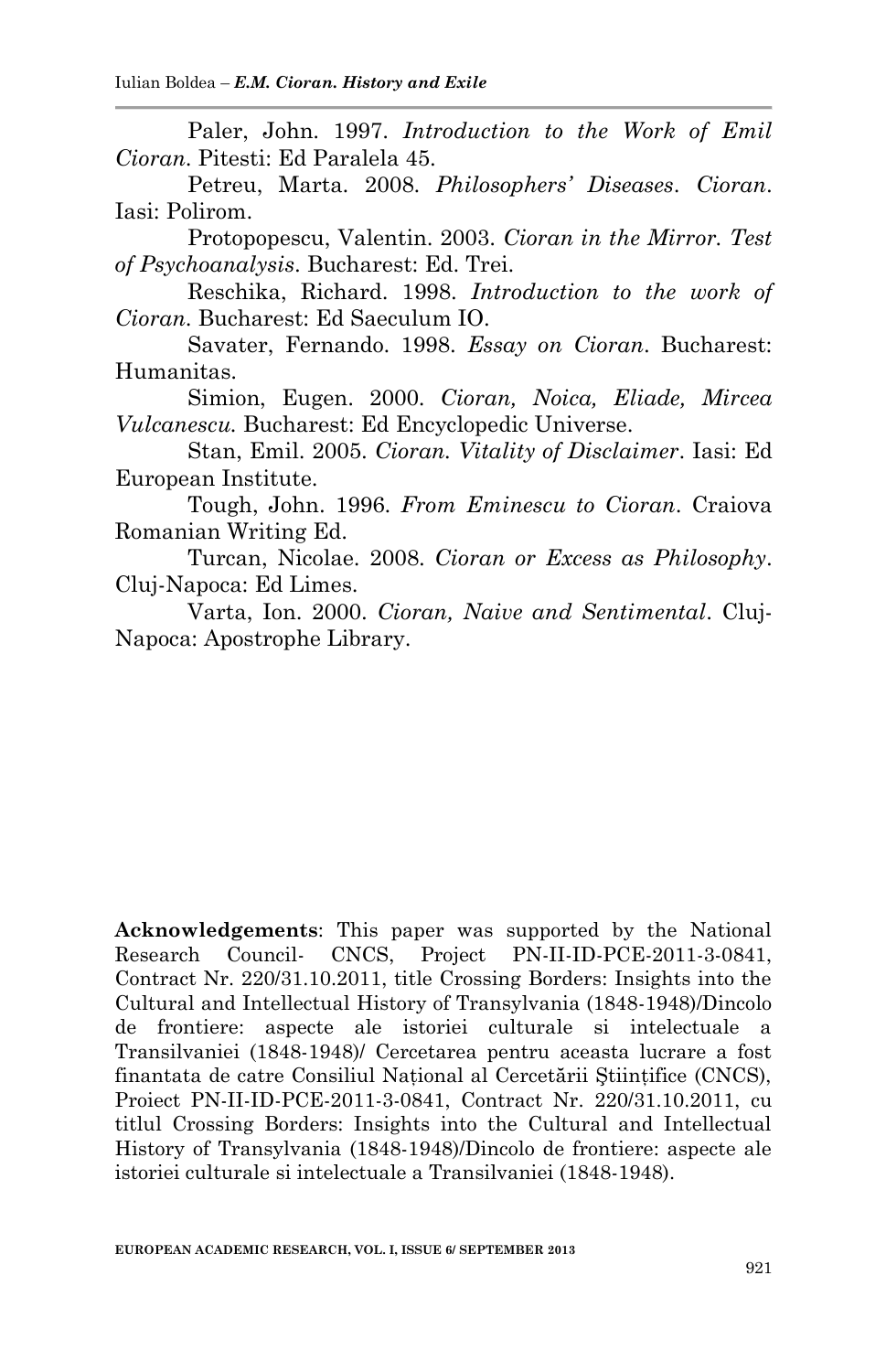Paler, John. 1997. *Introduction to the Work of Emil Cioran*. Pitesti: Ed Paralela 45.

Petreu, Marta. 2008. *Philosophers' Diseases. Cioran*. Iasi: Polirom.

Protopopescu, Valentin. 2003. *Cioran in the Mirror. Test of Psychoanalysis*. Bucharest: Ed. Trei.

Reschika, Richard. 1998. *Introduction to the work of Cioran*. Bucharest: Ed Saeculum IO.

Savater, Fernando. 1998. *Essay on Cioran*. Bucharest: Humanitas.

Simion, Eugen. 2000. *Cioran, Noica, Eliade, Mircea Vulcanescu.* Bucharest: Ed Encyclopedic Universe.

Stan, Emil. 2005. *Cioran. Vitality of Disclaimer*. Iasi: Ed European Institute.

Tough, John. 1996. *From Eminescu to Cioran*. Craiova Romanian Writing Ed.

Turcan, Nicolae. 2008. *Cioran or Excess as Philosophy*. Cluj-Napoca: Ed Limes.

Varta, Ion. 2000. *Cioran, Naive and Sentimental*. Cluj-Napoca: Apostrophe Library.

**Acknowledgements**: This paper was supported by the National Research Council- CNCS, Project PN-II-ID-PCE-2011-3-0841, Contract Nr. 220/31.10.2011, title Crossing Borders: Insights into the Cultural and Intellectual History of Transylvania (1848-1948)/Dincolo de frontiere: aspecte ale istoriei culturale si intelectuale a Transilvaniei (1848-1948)/ Cercetarea pentru aceasta lucrare a fost finantata de catre Consiliul Național al Cercetării Științifice (CNCS), Proiect PN-II-ID-PCE-2011-3-0841, Contract Nr. 220/31.10.2011, cu titlul Crossing Borders: Insights into the Cultural and Intellectual History of Transylvania (1848-1948)/Dincolo de frontiere: aspecte ale istoriei culturale si intelectuale a Transilvaniei (1848-1948).